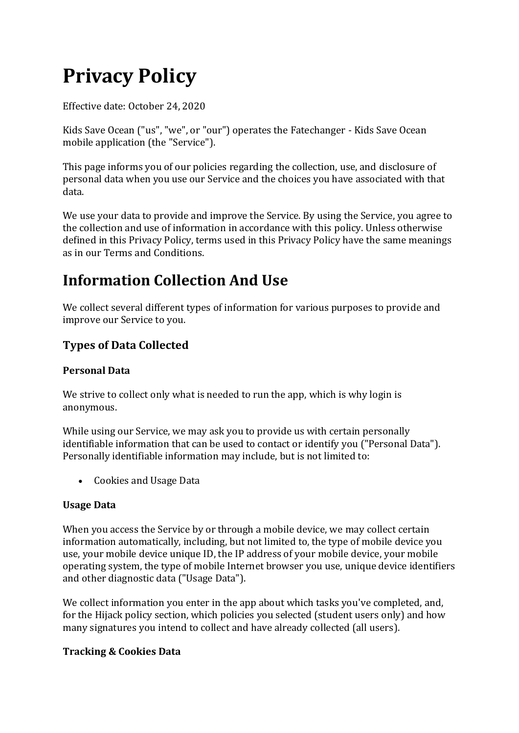# Privacy Policy

Effective date: October 24, 2020

Kids Save Ocean ("us", "we", or "our") operates the Fatechanger - Kids Save Ocean mobile application (the "Service").

This page informs you of our policies regarding the collection, use, and disclosure of personal data when you use our Service and the choices you have associated with that data.

We use your data to provide and improve the Service. By using the Service, you agree to the collection and use of information in accordance with this policy. Unless otherwise defined in this Privacy Policy, terms used in this Privacy Policy have the same meanings as in our Terms and Conditions.

# Information Collection And Use

We collect several different types of information for various purposes to provide and improve our Service to you.

## Types of Data Collected

### Personal Data

We strive to collect only what is needed to run the app, which is why login is anonymous.

While using our Service, we may ask you to provide us with certain personally identifiable information that can be used to contact or identify you ("Personal Data"). Personally identifiable information may include, but is not limited to:

- Cookies and Usage Data

### Usage Data

When you access the Service by or through a mobile device, we may collect certain information automatically, including, but not limited to, the type of mobile device you use, your mobile device unique ID, the IP address of your mobile device, your mobile operating system, the type of mobile Internet browser you use, unique device identifiers and other diagnostic data ("Usage Data").

We collect information you enter in the app about which tasks you've completed, and, for the Hijack policy section, which policies you selected (student users only) and how many signatures you intend to collect and have already collected (all users).

### Tracking & Cookies Data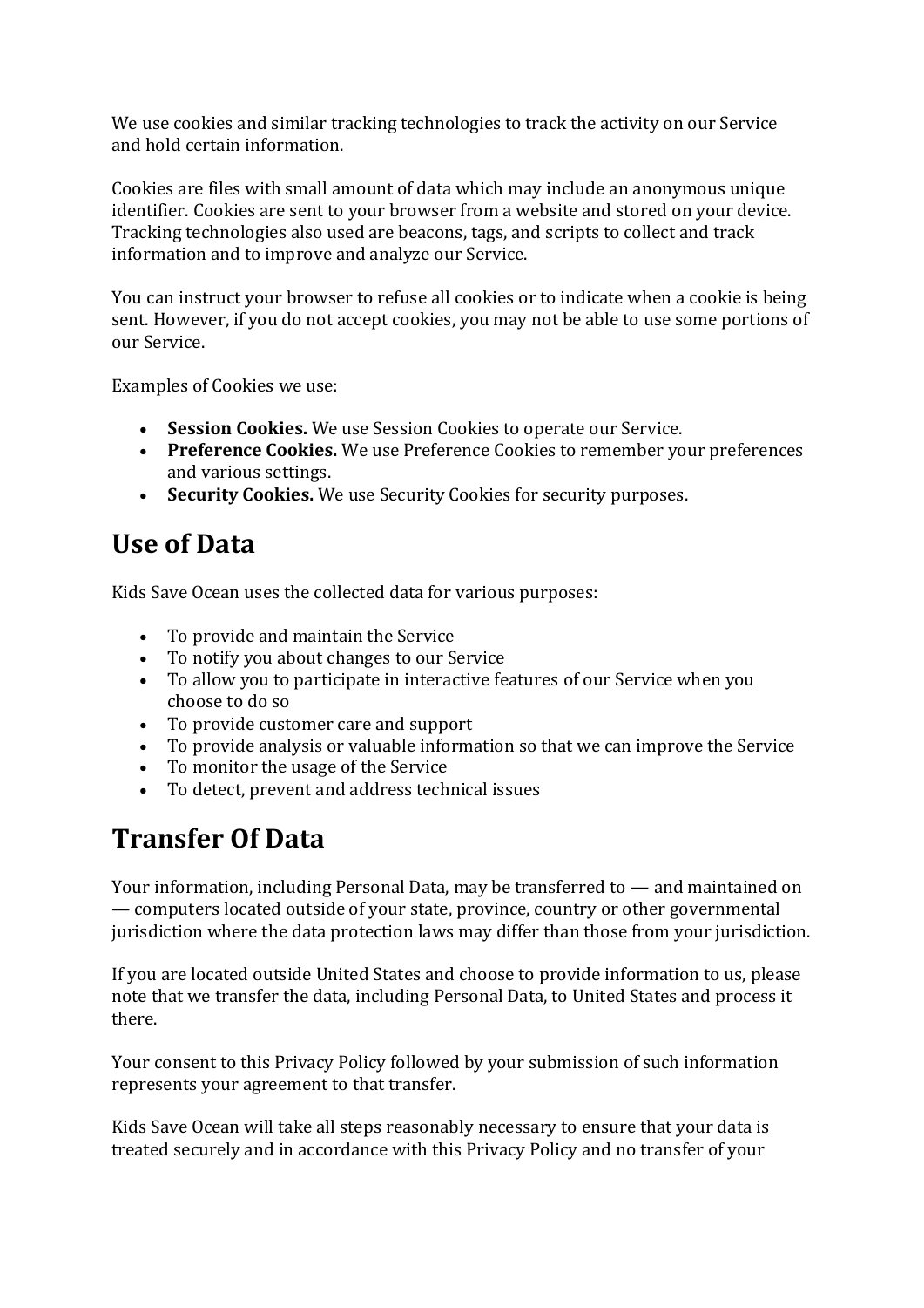We use cookies and similar tracking technologies to track the activity on our Service and hold certain information.

Cookies are files with small amount of data which may include an anonymous unique identifier. Cookies are sent to your browser from a website and stored on your device. Tracking technologies also used are beacons, tags, and scripts to collect and track information and to improve and analyze our Service.

You can instruct your browser to refuse all cookies or to indicate when a cookie is being sent. However, if you do not accept cookies, you may not be able to use some portions of our Service.

Examples of Cookies we use:

- **Session Cookies.** We use Session Cookies to operate our Service.
- **Preference Cookies.** We use Preference Cookies to remember your preferences and various settings.
- **Security Cookies.** We use Security Cookies for security purposes.

## Use of Data

Kids Save Ocean uses the collected data for various purposes:

- To provide and maintain the Service
- To notify you about changes to our Service
- To allow you to participate in interactive features of our Service when you choose to do so
- To provide customer care and support
- To provide analysis or valuable information so that we can improve the Service
- To monitor the usage of the Service
- To detect, prevent and address technical issues

## Transfer Of Data

Your information, including Personal Data, may be transferred to — and maintained on — computers located outside of your state, province, country or other governmental jurisdiction where the data protection laws may differ than those from your jurisdiction.

If you are located outside United States and choose to provide information to us, please note that we transfer the data, including Personal Data, to United States and process it there.

Your consent to this Privacy Policy followed by your submission of such information represents your agreement to that transfer.

Kids Save Ocean will take all steps reasonably necessary to ensure that your data is treated securely and in accordance with this Privacy Policy and no transfer of your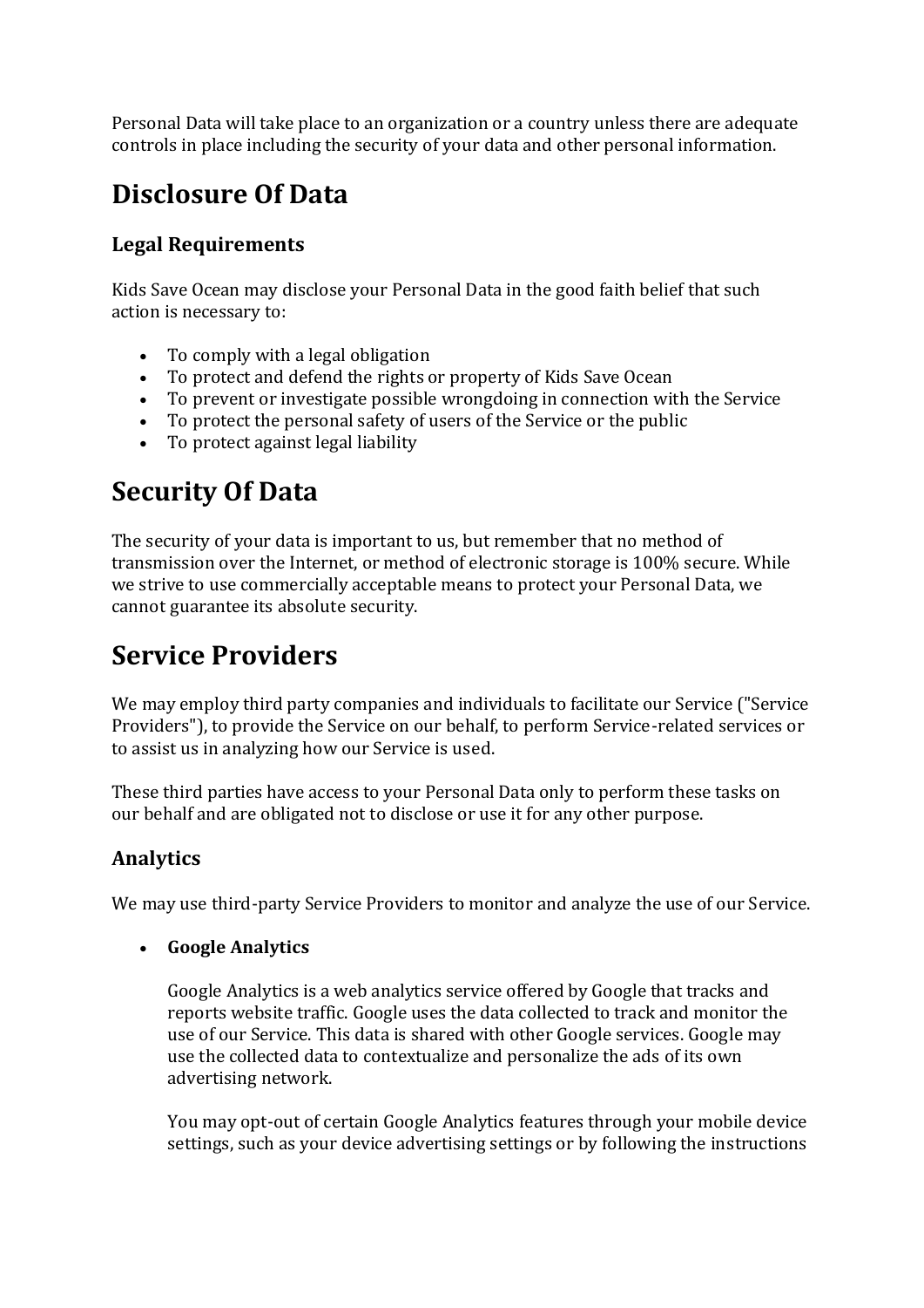Personal Data will take place to an organization or a country unless there are adequate controls in place including the security of your data and other personal information.

# Disclosure Of Data

## Legal Requirements

Kids Save Ocean may disclose your Personal Data in the good faith belief that such action is necessary to:

- To comply with a legal obligation
- To protect and defend the rights or property of Kids Save Ocean
- To prevent or investigate possible wrongdoing in connection with the Service
- To protect the personal safety of users of the Service or the public
- To protect against legal liability

# Security Of Data

The security of your data is important to us, but remember that no method of transmission over the Internet, or method of electronic storage is 100% secure. While we strive to use commercially acceptable means to protect your Personal Data, we cannot guarantee its absolute security.

# Service Providers

We may employ third party companies and individuals to facilitate our Service ("Service Providers"), to provide the Service on our behalf, to perform Service-related services or to assist us in analyzing how our Service is used.

These third parties have access to your Personal Data only to perform these tasks on our behalf and are obligated not to disclose or use it for any other purpose.

## Analytics

We may use third-party Service Providers to monitor and analyze the use of our Service.

- **Google Analytics**

  Google Analytics is a web analytics service offered by Google that tracks and reports website traffic. Google uses the data collected to track and monitor the use of our Service. This data is shared with other Google services. Google may use the collected data to contextualize and personalize the ads of its own advertising network.

  You may opt-out of certain Google Analytics features through your mobile device settings, such as your device advertising settings or by following the instructions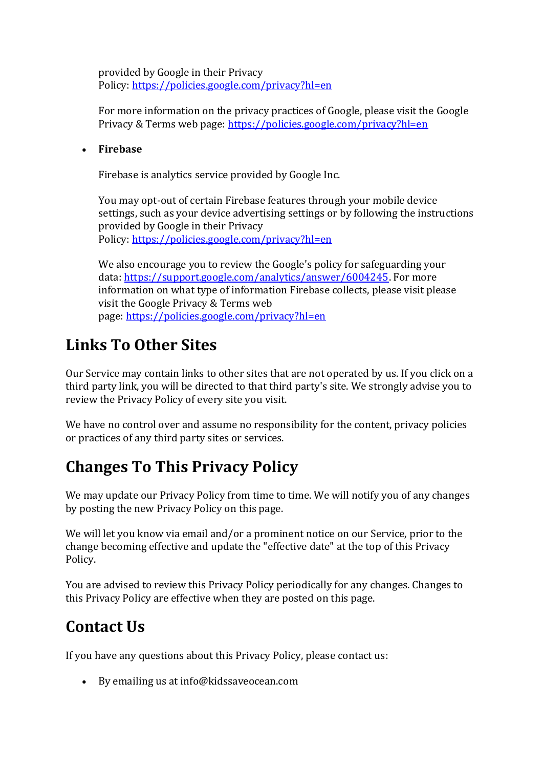provided by Google in their Privacy Policy: https://policies.google.com/privacy?hl=en

For more information on the privacy practices of Google, please visit the Google Privacy & Terms web page: https://policies.google.com/privacy?hl=en

- **Firebase**

  Firebase is analytics service provided by Google Inc.

  You may opt-out of certain Firebase features through your mobile device settings, such as your device advertising settings or by following the instructions provided by Google in their Privacy Policy: https://policies.google.com/privacy?hl=en

  We also encourage you to review the Google's policy for safeguarding your data: https://support.google.com/analytics/answer/6004245. For more information on what type of information Firebase collects, please visit please visit the Google Privacy & Terms web page: https://policies.google.com/privacy?hl=en

## Links To Other Sites

Our Service may contain links to other sites that are not operated by us. If you click on a third party link, you will be directed to that third party's site. We strongly advise you to review the Privacy Policy of every site you visit.

We have no control over and assume no responsibility for the content, privacy policies or practices of any third party sites or services.

## Changes To This Privacy Policy

We may update our Privacy Policy from time to time. We will notify you of any changes by posting the new Privacy Policy on this page.

We will let you know via email and/or a prominent notice on our Service, prior to the change becoming effective and update the "effective date" at the top of this Privacy Policy.

You are advised to review this Privacy Policy periodically for any changes. Changes to this Privacy Policy are effective when they are posted on this page.

## Contact Us

If you have any questions about this Privacy Policy, please contact us:

- By emailing us at info@kidssaveocean.com